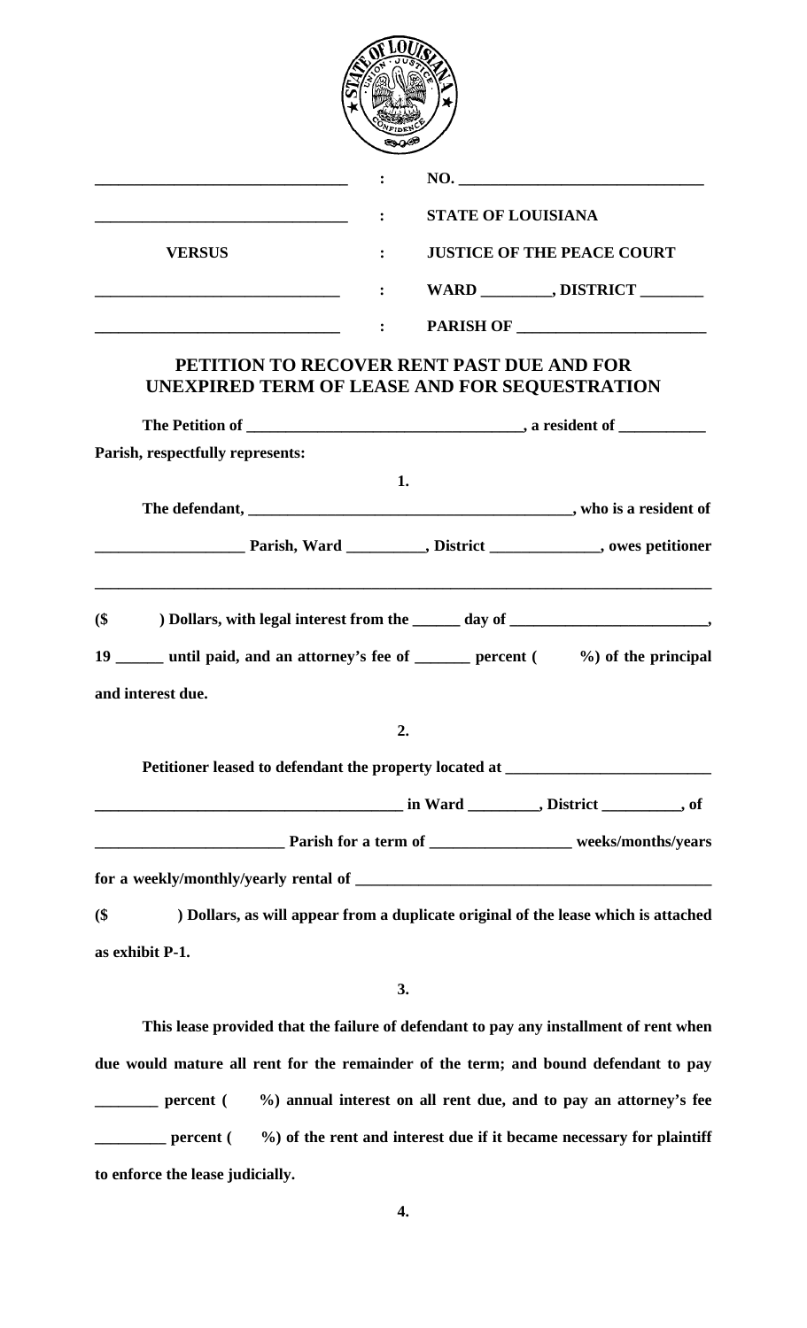| | | |
|---|---|---|
| ______________________________ | : | NO. ______________________________ |
| ______________________________ | : | **STATE OF LOUISIANA** |
| **VERSUS** | : | **JUSTICE OF THE PEACE COURT** |
| ______________________________ | : | **WARD _________, DISTRICT ________** |
| ______________________________ | : | **PARISH OF _______________________** |

## PETITION TO RECOVER RENT PAST DUE AND FOR UNEXPIRED TERM OF LEASE AND FOR SEQUESTRATION

**The Petition of __________________________________, a resident of ___________ Parish, respectfully represents:**

**1.**

**The defendant, ________________________________________, who is a resident of __________________ Parish, Ward __________, District ______________, owes petitioner ________________________________________________________________________________ ($ ) Dollars, with legal interest from the ______ day of _________________________, 19 ______ until paid, and an attorney's fee of _______ percent ( %) of the principal and interest due.**

**2.**

**Petitioner leased to defendant the property located at __________________________ _______________________________________ in Ward _________, District __________, of ________________________ Parish for a term of _________________ weeks/months/years for a weekly/monthly/yearly rental of _____________________________________________ ($ ) Dollars, as will appear from a duplicate original of the lease which is attached as exhibit P-1.**

**3.**

**This lease provided that the failure of defendant to pay any installment of rent when due would mature all rent for the remainder of the term; and bound defendant to pay ________ percent ( %) annual interest on all rent due, and to pay an attorney's fee _________ percent ( %) of the rent and interest due if it became necessary for plaintiff to enforce the lease judicially.**

**4.**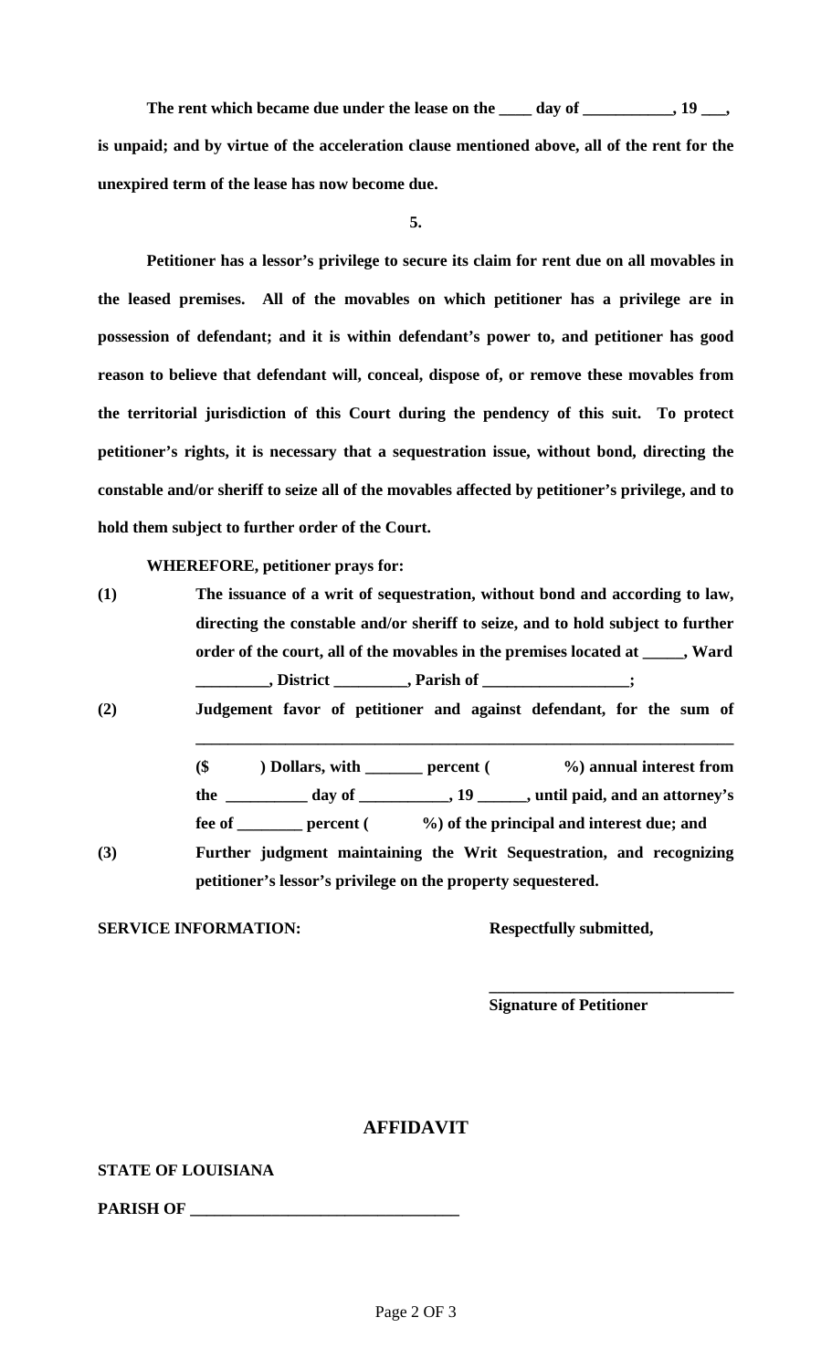**The rent which became due under the lease on the ____ day of ___________, 19 ___, is unpaid; and by virtue of the acceleration clause mentioned above, all of the rent for the unexpired term of the lease has now become due.**

**5.**

**Petitioner has a lessor's privilege to secure its claim for rent due on all movables in the leased premises. All of the movables on which petitioner has a privilege are in possession of defendant; and it is within defendant's power to, and petitioner has good reason to believe that defendant will, conceal, dispose of, or remove these movables from the territorial jurisdiction of this Court during the pendency of this suit. To protect petitioner's rights, it is necessary that a sequestration issue, without bond, directing the constable and/or sheriff to seize all of the movables affected by petitioner's privilege, and to hold them subject to further order of the Court.**

**WHEREFORE, petitioner prays for:**

**(1)** **The issuance of a writ of sequestration, without bond and according to law, directing the constable and/or sheriff to seize, and to hold subject to further order of the court, all of the movables in the premises located at _____, Ward _________, District _________, Parish of _________________;**

**(2)** **Judgement favor of petitioner and against defendant, for the sum of ____________________________________________________________________ ($ ) Dollars, with _______ percent ( %) annual interest from the __________ day of ___________, 19 ______, until paid, and an attorney's fee of ________ percent ( %) of the principal and interest due; and**

**(3)** **Further judgment maintaining the Writ Sequestration, and recognizing petitioner's lessor's privilege on the property sequestered.**

**SERVICE INFORMATION:** **Respectfully submitted,**

**______________________________**
**Signature of Petitioner**

## AFFIDAVIT

**STATE OF LOUISIANA**

**PARISH OF _________________________________**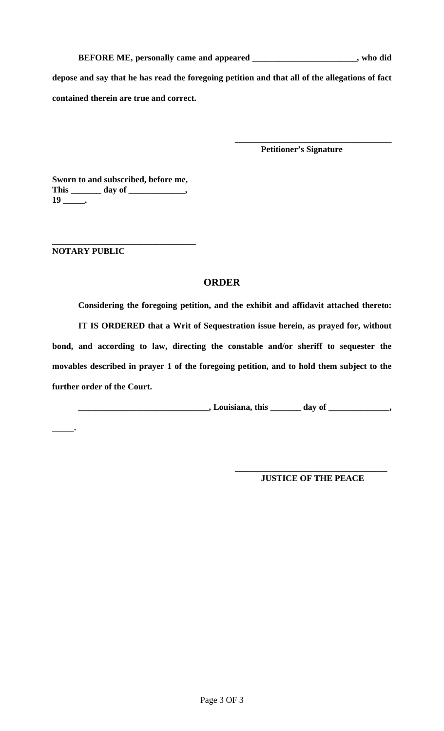**BEFORE ME, personally came and appeared ________________________, who did depose and say that he has read the foregoing petition and that all of the allegations of fact contained therein are true and correct.**

____________________________________
**Petitioner's Signature**

**Sworn to and subscribed, before me,**
**This _______ day of _____________,**
**19 _____.**

_________________________________
**NOTARY PUBLIC**

## ORDER

**Considering the foregoing petition, and the exhibit and affidavit attached thereto:**

**IT IS ORDERED that a Writ of Sequestration issue herein, as prayed for, without bond, and according to law, directing the constable and/or sheriff to sequester the movables described in prayer 1 of the foregoing petition, and to hold them subject to the further order of the Court.**

**______________________________, Louisiana, this _______ day of ______________, _____.**

___________________________________
**JUSTICE OF THE PEACE**